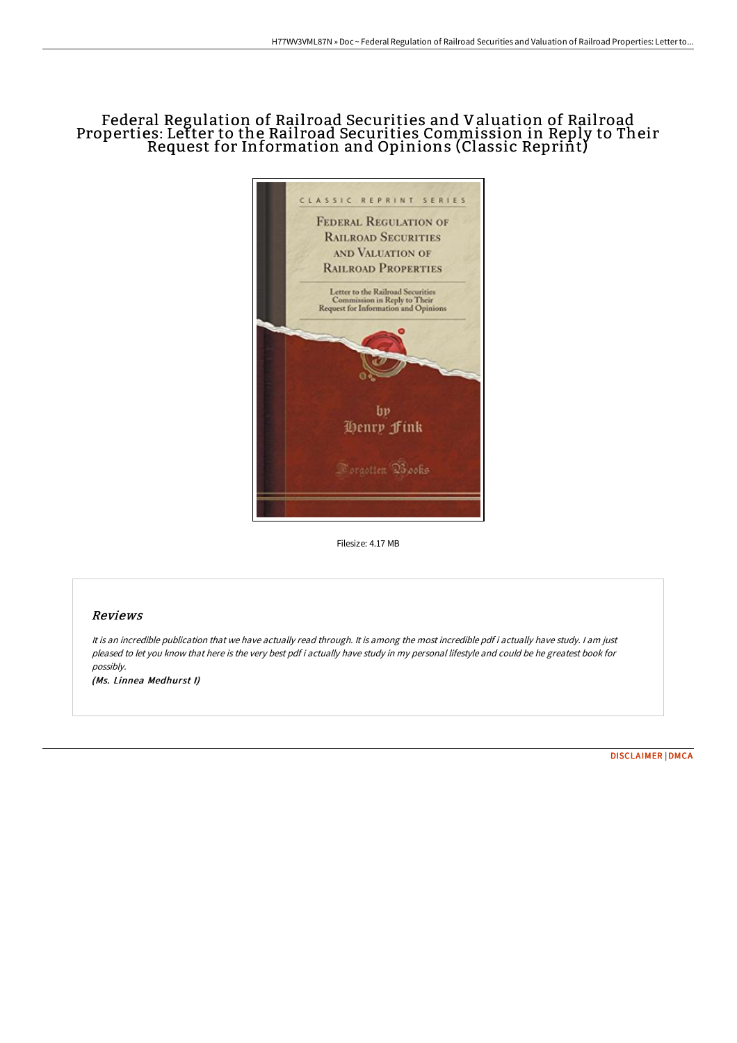# Federal Regulation of Railroad Securities and Valuation of Railroad Properties: Letter to the Railroad Securities Commission in Reply to Their Request for Information and Opinions (Classic Reprint)

Filesize: 4.17 MB

## Reviews

*It is an incredible publication that we have actually read through. It is among the most incredible pdf i actually have study. I am just pleased to let you know that here is the very best pdf i actually have study in my personal lifestyle and could be he greatest book for possibly.*

*(Ms. Linnea Medhurst I)*

DISCLAIMER | DMCA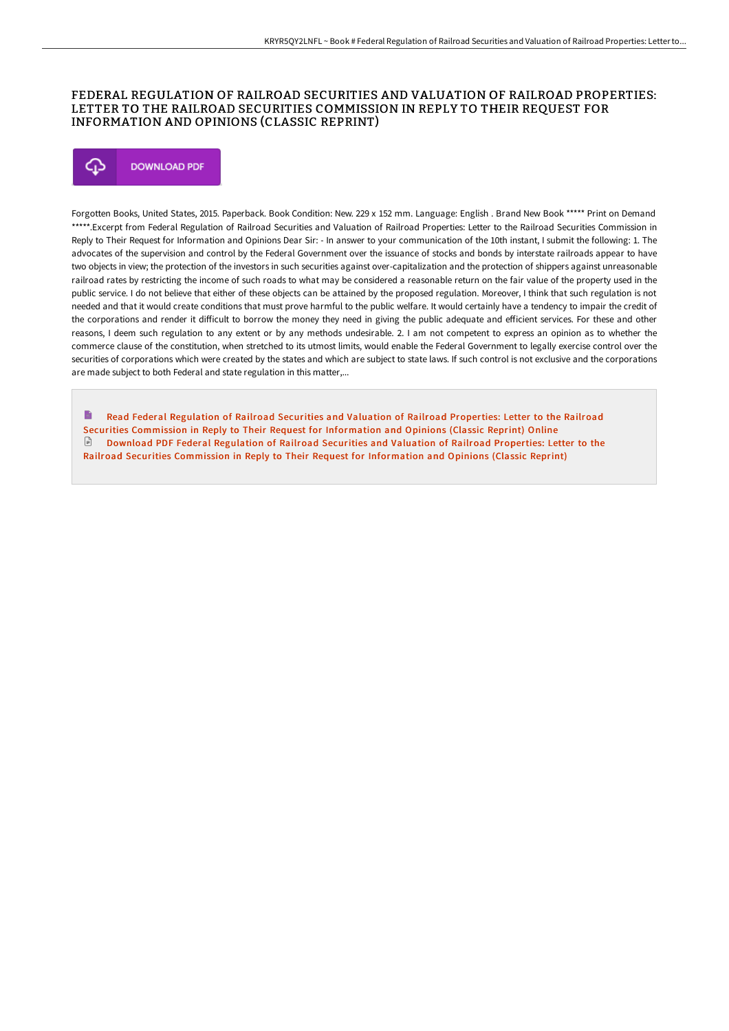# FEDERAL REGULATION OF RAILROAD SECURITIES AND VALUATION OF RAILROAD PROPERTIES: LETTER TO THE RAILROAD SECURITIES COMMISSION IN REPLY TO THEIR REQUEST FOR INFORMATION AND OPINIONS (CLASSIC REPRINT)

DOWNLOAD PDF

Forgotten Books, United States, 2015. Paperback. Book Condition: New. 229 x 152 mm. Language: English . Brand New Book ***** Print on Demand *****.Excerpt from Federal Regulation of Railroad Securities and Valuation of Railroad Properties: Letter to the Railroad Securities Commission in Reply to Their Request for Information and Opinions Dear Sir: - In answer to your communication of the 10th instant, I submit the following: 1. The advocates of the supervision and control by the Federal Government over the issuance of stocks and bonds by interstate railroads appear to have two objects in view; the protection of the investors in such securities against over-capitalization and the protection of shippers against unreasonable railroad rates by restricting the income of such roads to what may be considered a reasonable return on the fair value of the property used in the public service. I do not believe that either of these objects can be attained by the proposed regulation. Moreover, I think that such regulation is not needed and that it would create conditions that must prove harmful to the public welfare. It would certainly have a tendency to impair the credit of the corporations and render it difficult to borrow the money they need in giving the public adequate and efficient services. For these and other reasons, I deem such regulation to any extent or by any methods undesirable. 2. I am not competent to express an opinion as to whether the commerce clause of the constitution, when stretched to its utmost limits, would enable the Federal Government to legally exercise control over the securities of corporations which were created by the states and which are subject to state laws. If such control is not exclusive and the corporations are made subject to both Federal and state regulation in this matter,...

Read Federal Regulation of Railroad Securities and Valuation of Railroad Properties: Letter to the Railroad Securities Commission in Reply to Their Request for Information and Opinions (Classic Reprint) Online

Download PDF Federal Regulation of Railroad Securities and Valuation of Railroad Properties: Letter to the Railroad Securities Commission in Reply to Their Request for Information and Opinions (Classic Reprint)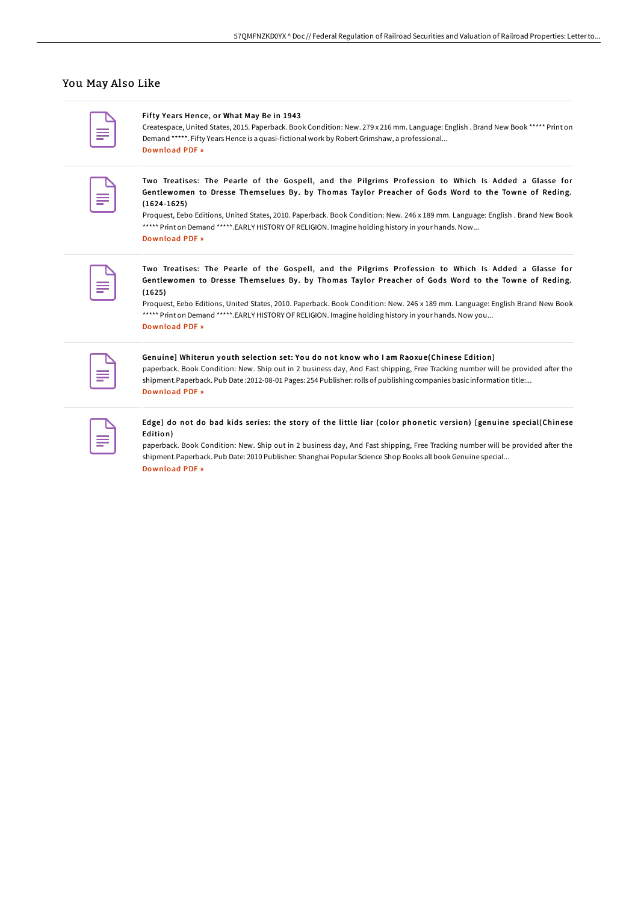## You May Also Like

**Fifty Years Hence, or What May Be in 1943**

Createspace, United States, 2015. Paperback. Book Condition: New. 279 x 216 mm. Language: English . Brand New Book ***** Print on Demand *****. Fifty Years Hence is a quasi-fictional work by Robert Grimshaw, a professional...

Download PDF »

**Two Treatises: The Pearle of the Gospell, and the Pilgrims Profession to Which Is Added a Glasse for Gentlewomen to Dresse Themselues By. by Thomas Taylor Preacher of Gods Word to the Towne of Reding. (1624-1625)**

Proquest, Eebo Editions, United States, 2010. Paperback. Book Condition: New. 246 x 189 mm. Language: English . Brand New Book ***** Print on Demand *****.EARLY HISTORY OF RELIGION. Imagine holding history in your hands. Now...

Download PDF »

**Two Treatises: The Pearle of the Gospell, and the Pilgrims Profession to Which Is Added a Glasse for Gentlewomen to Dresse Themselues By. by Thomas Taylor Preacher of Gods Word to the Towne of Reding. (1625)**

Proquest, Eebo Editions, United States, 2010. Paperback. Book Condition: New. 246 x 189 mm. Language: English Brand New Book ***** Print on Demand *****.EARLY HISTORY OF RELIGION. Imagine holding history in your hands. Now you...

Download PDF »

**Genuine] Whiterun youth selection set: You do not know who I am Raoxue(Chinese Edition)**

paperback. Book Condition: New. Ship out in 2 business day, And Fast shipping, Free Tracking number will be provided after the shipment.Paperback. Pub Date :2012-08-01 Pages: 254 Publisher: rolls of publishing companies basic information title:...

Download PDF »

**Edge] do not do bad kids series: the story of the little liar (color phonetic version) [genuine special(Chinese Edition)**

paperback. Book Condition: New. Ship out in 2 business day, And Fast shipping, Free Tracking number will be provided after the shipment.Paperback. Pub Date: 2010 Publisher: Shanghai Popular Science Shop Books all book Genuine special...

Download PDF »